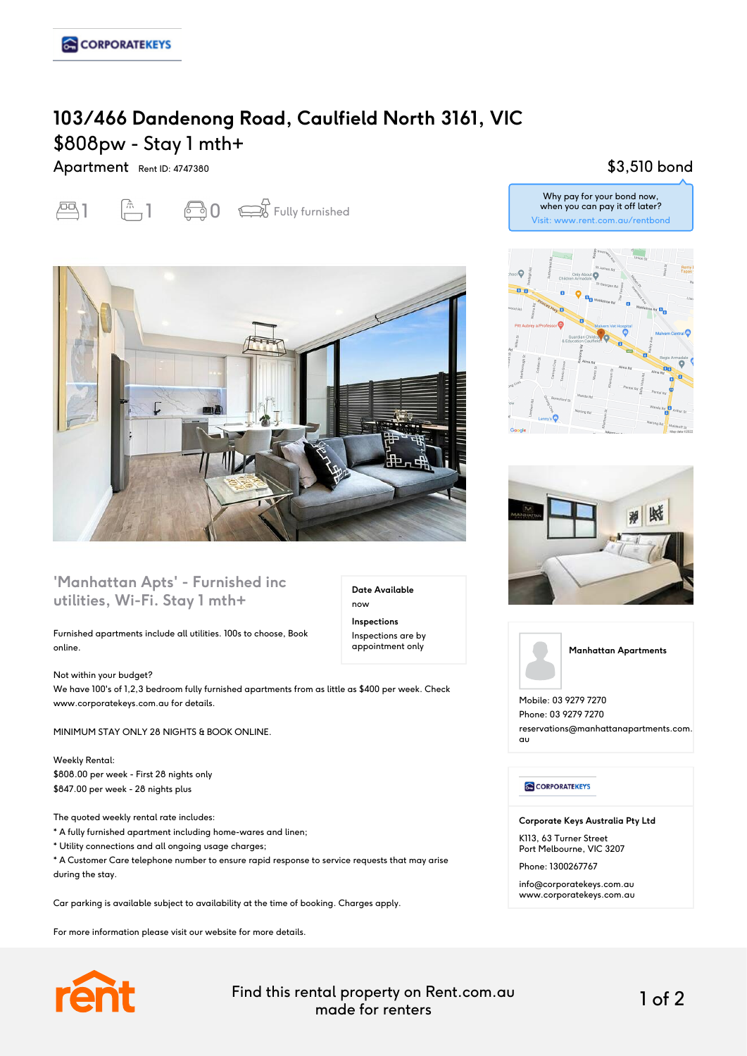# 103/466 Dandenong Road, Caulfield North 3161, VIC

## $808pw - Stay 1 mth+

Apartment Rent ID: 4747380

$3,510 bond

Why pay for your bond now, when you can pay it off later?
Visit: www.rent.com.au/rentbond

1 1 0 Fully furnished

## 'Manhattan Apts' - Furnished inc utilities, Wi-Fi. Stay 1 mth+

**Date Available**
now

**Inspections**
Inspections are by appointment only

Furnished apartments include all utilities. 100s to choose, Book online.

Not within your budget?
We have 100's of 1,2,3 bedroom fully furnished apartments from as little as $400 per week. Check www.corporatekeys.com.au for details.

MINIMUM STAY ONLY 28 NIGHTS & BOOK ONLINE.

Weekly Rental:
$808.00 per week - First 28 nights only
$847.00 per week - 28 nights plus

The quoted weekly rental rate includes:
* A fully furnished apartment including home-wares and linen;
* Utility connections and all ongoing usage charges;
* A Customer Care telephone number to ensure rapid response to service requests that may arise during the stay.

Car parking is available subject to availability at the time of booking. Charges apply.

For more information please visit our website for more details.

**Manhattan Apartments**

Mobile: 03 9279 7270
Phone: 03 9279 7270
reservations@manhattanapartments.com.au

**Corporate Keys Australia Pty Ltd**

K113, 63 Turner Street
Port Melbourne, VIC 3207

Phone: 1300267767

info@corporatekeys.com.au
www.corporatekeys.com.au

Find this rental property on Rent.com.au
made for renters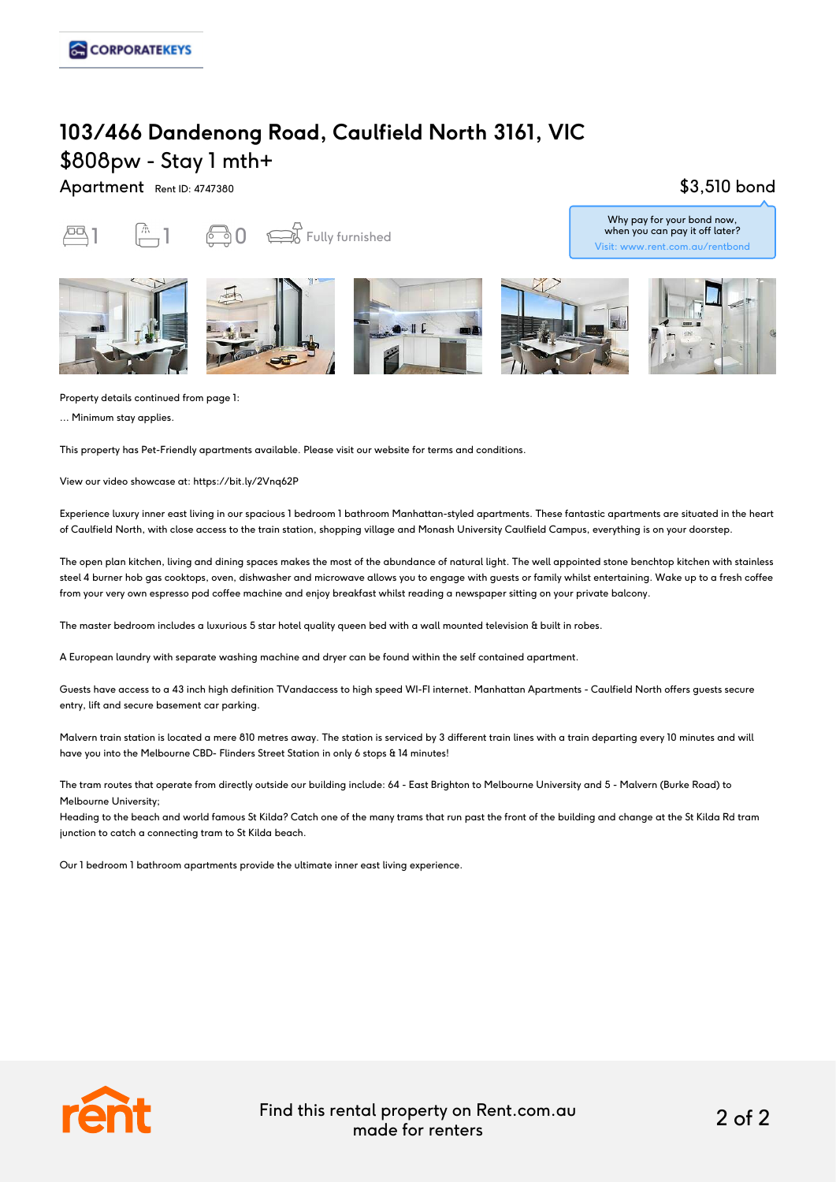CORPORATEKEYS

# 103/466 Dandenong Road, Caulfield North 3161, VIC

## $808pw - Stay 1 mth+

Apartment Rent ID: 4747380

$3,510 bond

Why pay for your bond now, when you can pay it off later?
Visit: www.rent.com.au/rentbond

1 1 0 Fully furnished

Property details continued from page 1:

... Minimum stay applies.

This property has Pet-Friendly apartments available. Please visit our website for terms and conditions.

View our video showcase at: https://bit.ly/2Vnq62P

Experience luxury inner east living in our spacious 1 bedroom 1 bathroom Manhattan-styled apartments. These fantastic apartments are situated in the heart of Caulfield North, with close access to the train station, shopping village and Monash University Caulfield Campus, everything is on your doorstep.

The open plan kitchen, living and dining spaces makes the most of the abundance of natural light. The well appointed stone benchtop kitchen with stainless steel 4 burner hob gas cooktops, oven, dishwasher and microwave allows you to engage with guests or family whilst entertaining. Wake up to a fresh coffee from your very own espresso pod coffee machine and enjoy breakfast whilst reading a newspaper sitting on your private balcony.

The master bedroom includes a luxurious 5 star hotel quality queen bed with a wall mounted television & built in robes.

A European laundry with separate washing machine and dryer can be found within the self contained apartment.

Guests have access to a 43 inch high definition TVandaccess to high speed WI-FI internet. Manhattan Apartments - Caulfield North offers guests secure entry, lift and secure basement car parking.

Malvern train station is located a mere 810 metres away. The station is serviced by 3 different train lines with a train departing every 10 minutes and will have you into the Melbourne CBD- Flinders Street Station in only 6 stops & 14 minutes!

The tram routes that operate from directly outside our building include: 64 - East Brighton to Melbourne University and 5 - Malvern (Burke Road) to Melbourne University;
Heading to the beach and world famous St Kilda? Catch one of the many trams that run past the front of the building and change at the St Kilda Rd tram junction to catch a connecting tram to St Kilda beach.

Our 1 bedroom 1 bathroom apartments provide the ultimate inner east living experience.

Find this rental property on Rent.com.au
made for renters